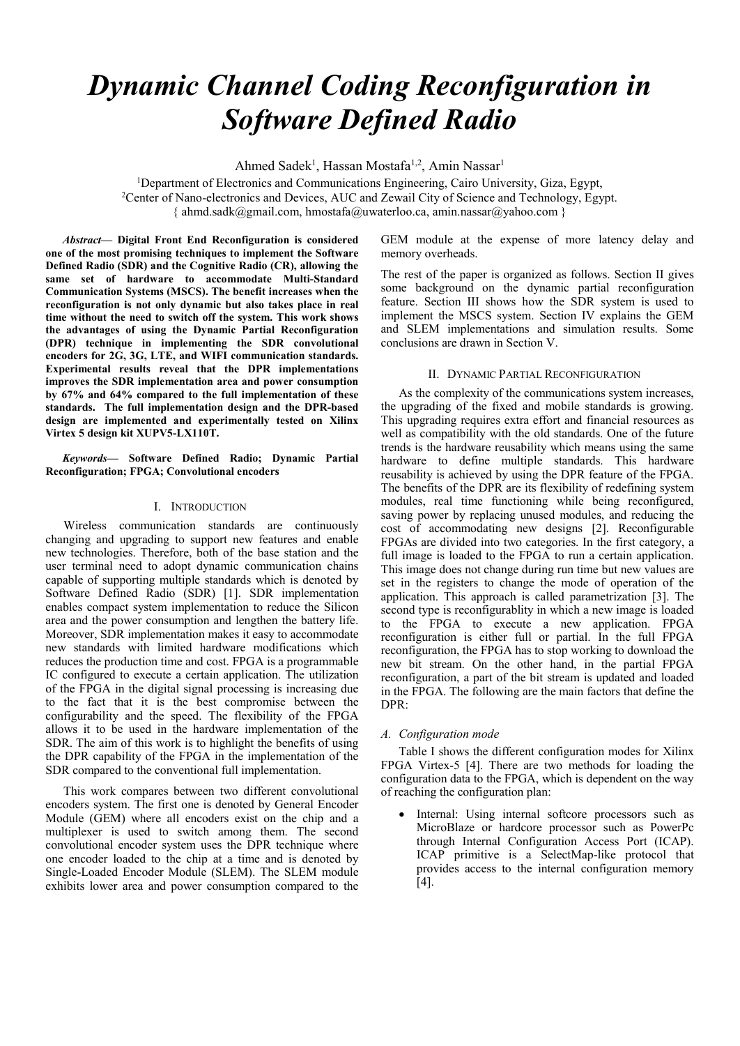# *Dynamic Channel Coding Reconfiguration in Software Defined Radio*

Ahmed Sadek[1], Hassan Mostafa[1,2], Amin Nassar[1]

[1]Department of Electronics and Communications Engineering, Cairo University, Giza, Egypt,
[2]Center of Nano-electronics and Devices, AUC and Zewail City of Science and Technology, Egypt.
{ ahmd.sadk@gmail.com, hmostafa@uwaterloo.ca, amin.nassar@yahoo.com }

***Abstract*— Digital Front End Reconfiguration is considered one of the most promising techniques to implement the Software Defined Radio (SDR) and the Cognitive Radio (CR), allowing the same set of hardware to accommodate Multi-Standard Communication Systems (MSCS). The benefit increases when the reconfiguration is not only dynamic but also takes place in real time without the need to switch off the system. This work shows the advantages of using the Dynamic Partial Reconfiguration (DPR) technique in implementing the SDR convolutional encoders for 2G, 3G, LTE, and WIFI communication standards. Experimental results reveal that the DPR implementations improves the SDR implementation area and power consumption by 67% and 64% compared to the full implementation of these standards. The full implementation design and the DPR-based design are implemented and experimentally tested on Xilinx Virtex 5 design kit XUPV5-LX110T.**

***Keywords*— Software Defined Radio; Dynamic Partial Reconfiguration; FPGA; Convolutional encoders**

## I. Introduction

Wireless communication standards are continuously changing and upgrading to support new features and enable new technologies. Therefore, both of the base station and the user terminal need to adopt dynamic communication chains capable of supporting multiple standards which is denoted by Software Defined Radio (SDR) [1]. SDR implementation enables compact system implementation to reduce the Silicon area and the power consumption and lengthen the battery life. Moreover, SDR implementation makes it easy to accommodate new standards with limited hardware modifications which reduces the production time and cost. FPGA is a programmable IC configured to execute a certain application. The utilization of the FPGA in the digital signal processing is increasing due to the fact that it is the best compromise between the configurability and the speed. The flexibility of the FPGA allows it to be used in the hardware implementation of the SDR. The aim of this work is to highlight the benefits of using the DPR capability of the FPGA in the implementation of the SDR compared to the conventional full implementation.

This work compares between two different convolutional encoders system. The first one is denoted by General Encoder Module (GEM) where all encoders exist on the chip and a multiplexer is used to switch among them. The second convolutional encoder system uses the DPR technique where one encoder loaded to the chip at a time and is denoted by Single-Loaded Encoder Module (SLEM). The SLEM module exhibits lower area and power consumption compared to the GEM module at the expense of more latency delay and memory overheads.

The rest of the paper is organized as follows. Section II gives some background on the dynamic partial reconfiguration feature. Section III shows how the SDR system is used to implement the MSCS system. Section IV explains the GEM and SLEM implementations and simulation results. Some conclusions are drawn in Section V.

## II. Dynamic Partial Reconfiguration

As the complexity of the communications system increases, the upgrading of the fixed and mobile standards is growing. This upgrading requires extra effort and financial resources as well as compatibility with the old standards. One of the future trends is the hardware reusability which means using the same hardware to define multiple standards. This hardware reusability is achieved by using the DPR feature of the FPGA. The benefits of the DPR are its flexibility of redefining system modules, real time functioning while being reconfigured, saving power by replacing unused modules, and reducing the cost of accommodating new designs [2]. Reconfigurable FPGAs are divided into two categories. In the first category, a full image is loaded to the FPGA to run a certain application. This image does not change during run time but new values are set in the registers to change the mode of operation of the application. This approach is called parametrization [3]. The second type is reconfigurablity in which a new image is loaded to the FPGA to execute a new application. FPGA reconfiguration is either full or partial. In the full FPGA reconfiguration, the FPGA has to stop working to download the new bit stream. On the other hand, in the partial FPGA reconfiguration, a part of the bit stream is updated and loaded in the FPGA. The following are the main factors that define the DPR:

### *A. Configuration mode*

Table I shows the different configuration modes for Xilinx FPGA Virtex-5 [4]. There are two methods for loading the configuration data to the FPGA, which is dependent on the way of reaching the configuration plan:

- Internal: Using internal softcore processors such as MicroBlaze or hardcore processor such as PowerPc through Internal Configuration Access Port (ICAP). ICAP primitive is a SelectMap-like protocol that provides access to the internal configuration memory [4].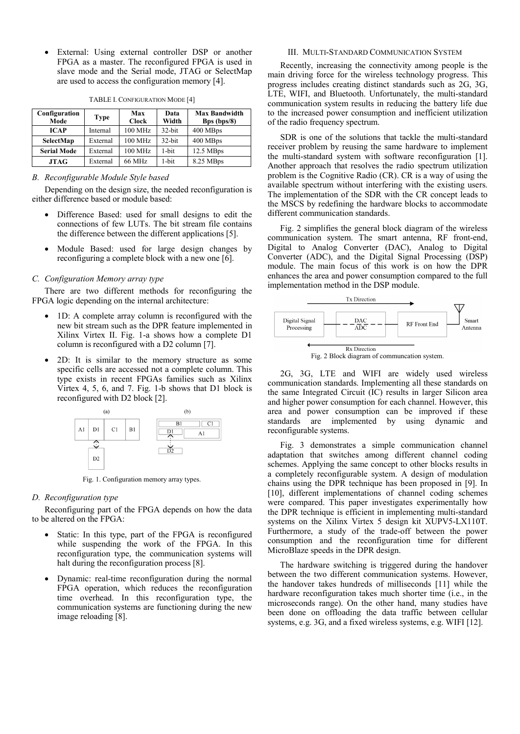- External: Using external controller DSP or another FPGA as a master. The reconfigured FPGA is used in slave mode and the Serial mode, JTAG or SelectMap are used to access the configuration memory [4].

TABLE I. CONFIGURATION MODE [4]

| Configuration Mode | Type | Max Clock | Data Width | Max Bandwidth Bps (bps/8) |
|---|---|---|---|---|
| **ICAP** | Internal | 100 MHz | 32-bit | 400 MBps |
| **SelectMap** | External | 100 MHz | 32-bit | 400 MBps |
| **Serial Mode** | External | 100 MHz | 1-bit | 12.5 MBps |
| **JTAG** | External | 66 MHz | 1-bit | 8.25 MBps |

### B. Reconfigurable Module Style based

Depending on the design size, the needed reconfiguration is either difference based or module based:

- Difference Based: used for small designs to edit the connections of few LUTs. The bit stream file contains the difference between the different applications [5].
- Module Based: used for large design changes by reconfiguring a complete block with a new one [6].

### C. Configuration Memory array type

There are two different methods for reconfiguring the FPGA logic depending on the internal architecture:

- 1D: A complete array column is reconfigured with the new bit stream such as the DPR feature implemented in Xilinx Virtex II. Fig. 1-a shows how a complete D1 column is reconfigured with a D2 column [7].
- 2D: It is similar to the memory structure as some specific cells are accessed not a complete column. This type exists in recent FPGAs families such as Xilinx Virtex 4, 5, 6, and 7. Fig. 1-b shows that D1 block is reconfigured with D2 block [2].

Fig. 1. Configuration memory array types.

### D. Reconfiguration type

Reconfiguring part of the FPGA depends on how the data to be altered on the FPGA:

- Static: In this type, part of the FPGA is reconfigured while suspending the work of the FPGA. In this reconfiguration type, the communication systems will halt during the reconfiguration process [8].
- Dynamic: real-time reconfiguration during the normal FPGA operation, which reduces the reconfiguration time overhead. In this reconfiguration type, the communication systems are functioning during the new image reloading [8].

## III. MULTI-STANDARD COMMUNICATION SYSTEM

Recently, increasing the connectivity among people is the main driving force for the wireless technology progress. This progress includes creating distinct standards such as 2G, 3G, LTE, WIFI, and Bluetooth. Unfortunately, the multi-standard communication system results in reducing the battery life due to the increased power consumption and inefficient utilization of the radio frequency spectrum.

SDR is one of the solutions that tackle the multi-standard receiver problem by reusing the same hardware to implement the multi-standard system with software reconfiguration [1]. Another approach that resolves the radio spectrum utilization problem is the Cognitive Radio (CR). CR is a way of using the available spectrum without interfering with the existing users. The implementation of the SDR with the CR concept leads to the MSCS by redefining the hardware blocks to accommodate different communication standards.

Fig. 2 simplifies the general block diagram of the wireless communication system. The smart antenna, RF front-end, Digital to Analog Converter (DAC), Analog to Digital Converter (ADC), and the Digital Signal Processing (DSP) module. The main focus of this work is on how the DPR enhances the area and power consumption compared to the full implementation method in the DSP module.

Fig. 2 Block diagram of communcation system.

2G, 3G, LTE and WIFI are widely used wireless communication standards. Implementing all these standards on the same Integrated Circuit (IC) results in larger Silicon area and higher power consumption for each channel. However, this area and power consumption can be improved if these standards are implemented by using dynamic and reconfigurable systems.

Fig. 3 demonstrates a simple communication channel adaptation that switches among different channel coding schemes. Applying the same concept to other blocks results in a completely reconfigurable system. A design of modulation chains using the DPR technique has been proposed in [9]. In [10], different implementations of channel coding schemes were compared. This paper investigates experimentally how the DPR technique is efficient in implementing multi-standard systems on the Xilinx Virtex 5 design kit XUPV5-LX110T. Furthermore, a study of the trade-off between the power consumption and the reconfiguration time for different MicroBlaze speeds in the DPR design.

The hardware switching is triggered during the handover between the two different communication systems. However, the handover takes hundreds of milliseconds [11] while the hardware reconfiguration takes much shorter time (i.e., in the microseconds range). On the other hand, many studies have been done on offloading the data traffic between cellular systems, e.g. 3G, and a fixed wireless systems, e.g. WIFI [12].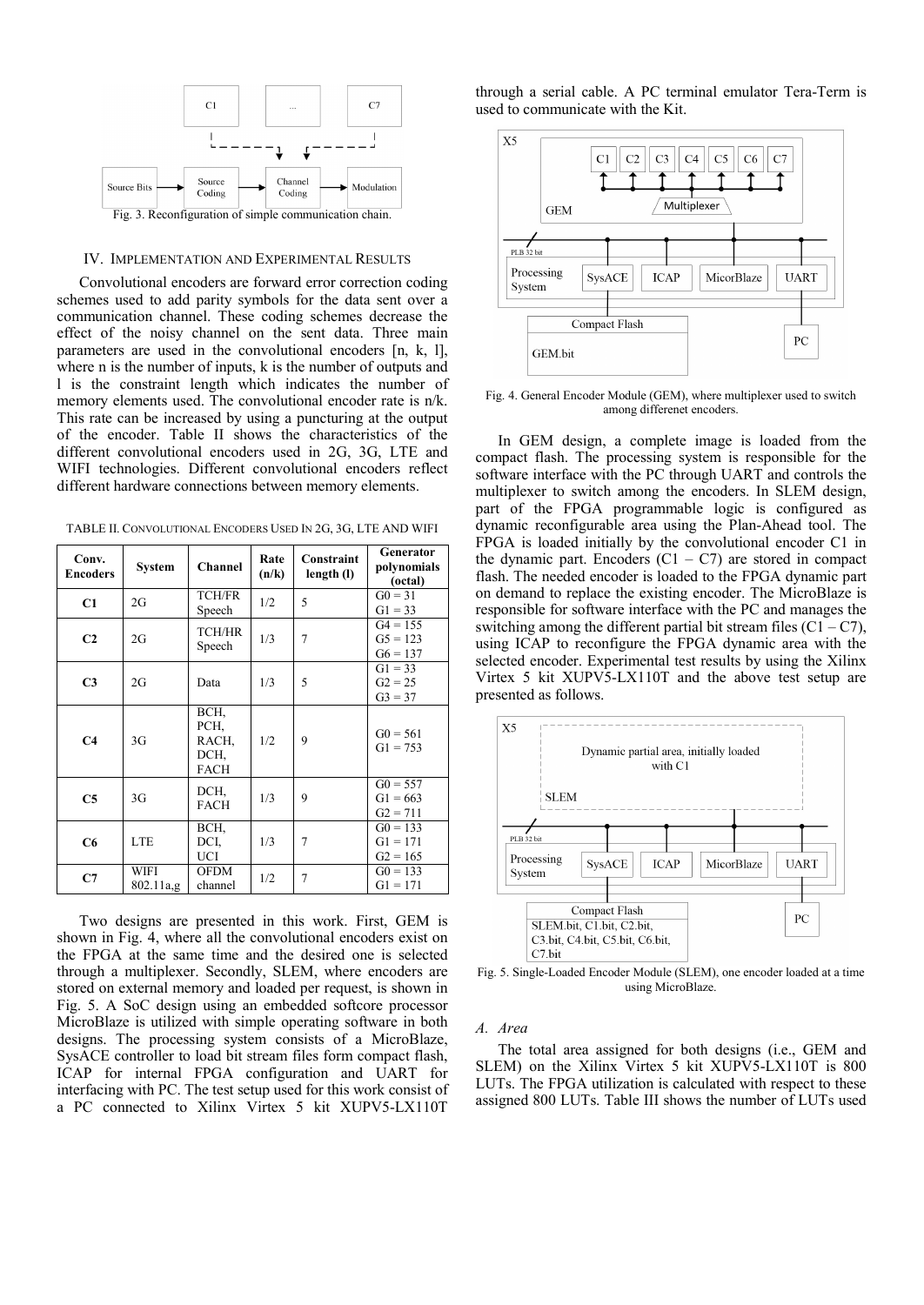Fig. 3. Reconfiguration of simple communication chain.

## IV. Implementation and Experimental Results

Convolutional encoders are forward error correction coding schemes used to add parity symbols for the data sent over a communication channel. These coding schemes decrease the effect of the noisy channel on the sent data. Three main parameters are used in the convolutional encoders [n, k, l], where n is the number of inputs, k is the number of outputs and l is the constraint length which indicates the number of memory elements used. The convolutional encoder rate is n/k. This rate can be increased by using a puncturing at the output of the encoder. Table II shows the characteristics of the different convolutional encoders used in 2G, 3G, LTE and WIFI technologies. Different convolutional encoders reflect different hardware connections between memory elements.

TABLE II. Convolutional Encoders Used In 2G, 3G, LTE and WIFI

| Conv. Encoders | System | Channel | Rate (n/k) | Constraint length (l) | Generator polynomials (octal) |
|---|---|---|---|---|---|
| **C1** | 2G | TCH/FR Speech | 1/2 | 5 | G0 = 31<br>G1 = 33 |
| **C2** | 2G | TCH/HR Speech | 1/3 | 7 | G4 = 155<br>G5 = 123<br>G6 = 137 |
| **C3** | 2G | Data | 1/3 | 5 | G1 = 33<br>G2 = 25<br>G3 = 37 |
| **C4** | 3G | BCH, PCH, RACH, DCH, FACH | 1/2 | 9 | G0 = 561<br>G1 = 753 |
| **C5** | 3G | DCH, FACH | 1/3 | 9 | G0 = 557<br>G1 = 663<br>G2 = 711 |
| **C6** | LTE | BCH, DCI, UCI | 1/3 | 7 | G0 = 133<br>G1 = 171<br>G2 = 165 |
| **C7** | WIFI 802.11a,g | OFDM channel | 1/2 | 7 | G0 = 133<br>G1 = 171 |

Two designs are presented in this work. First, GEM is shown in Fig. 4, where all the convolutional encoders exist on the FPGA at the same time and the desired one is selected through a multiplexer. Secondly, SLEM, where encoders are stored on external memory and loaded per request, is shown in Fig. 5. A SoC design using an embedded softcore processor MicroBlaze is utilized with simple operating software in both designs. The processing system consists of a MicroBlaze, SysACE controller to load bit stream files form compact flash, ICAP for internal FPGA configuration and UART for interfacing with PC. The test setup used for this work consist of a PC connected to Xilinx Virtex 5 kit XUPV5-LX110T through a serial cable. A PC terminal emulator Tera-Term is used to communicate with the Kit.

Fig. 4. General Encoder Module (GEM), where multiplexer used to switch among differenet encoders.

In GEM design, a complete image is loaded from the compact flash. The processing system is responsible for the software interface with the PC through UART and controls the multiplexer to switch among the encoders. In SLEM design, part of the FPGA programmable logic is configured as dynamic reconfigurable area using the Plan-Ahead tool. The FPGA is loaded initially by the convolutional encoder C1 in the dynamic part. Encoders (C1 – C7) are stored in compact flash. The needed encoder is loaded to the FPGA dynamic part on demand to replace the existing encoder. The MicroBlaze is responsible for software interface with the PC and manages the switching among the different partial bit stream files (C1 – C7), using ICAP to reconfigure the FPGA dynamic area with the selected encoder. Experimental test results by using the Xilinx Virtex 5 kit XUPV5-LX110T and the above test setup are presented as follows.

Fig. 5. Single-Loaded Encoder Module (SLEM), one encoder loaded at a time using MicroBlaze.

### A. Area

The total area assigned for both designs (i.e., GEM and SLEM) on the Xilinx Virtex 5 kit XUPV5-LX110T is 800 LUTs. The FPGA utilization is calculated with respect to these assigned 800 LUTs. Table III shows the number of LUTs used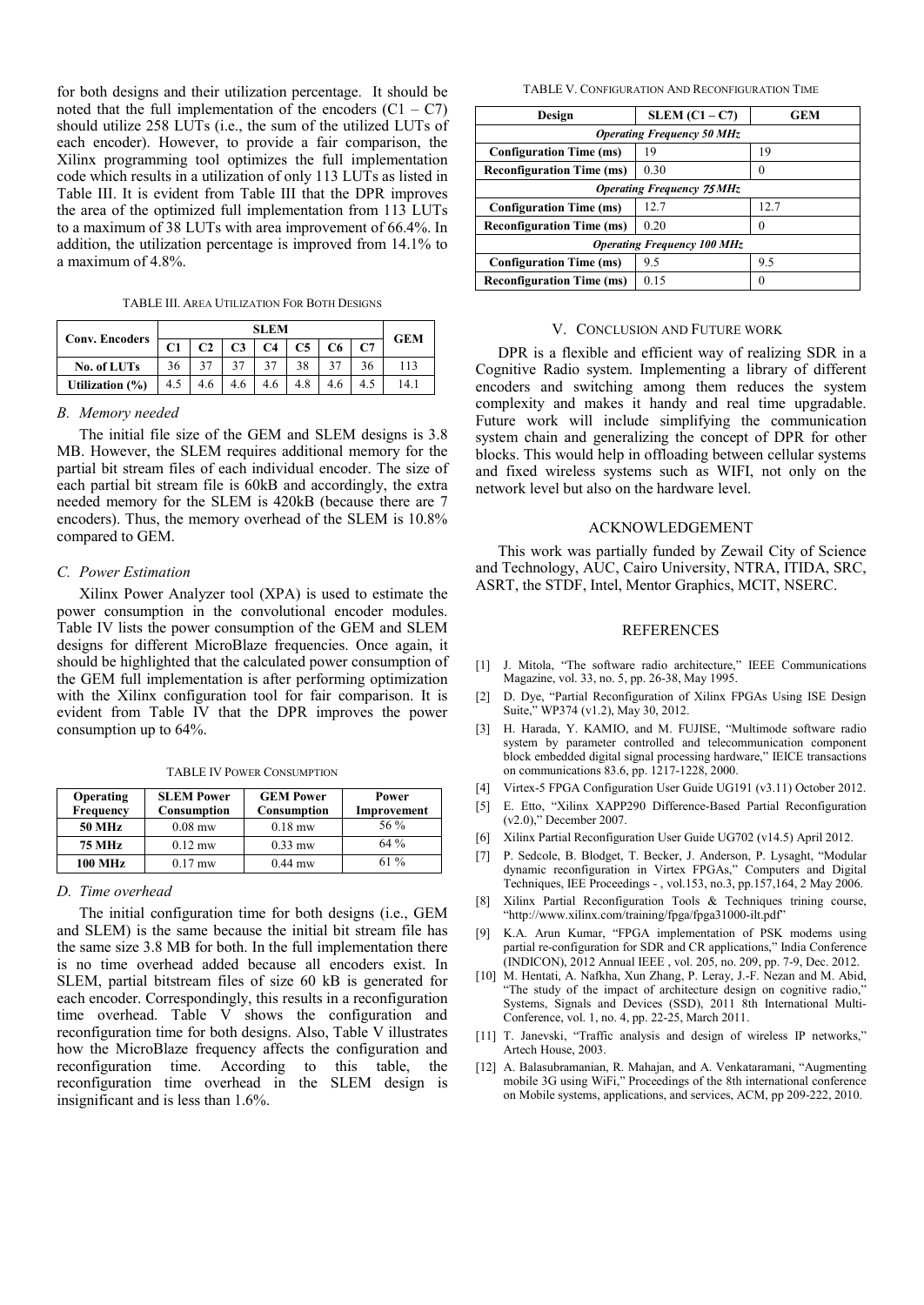for both designs and their utilization percentage. It should be noted that the full implementation of the encoders (C1 – C7) should utilize 258 LUTs (i.e., the sum of the utilized LUTs of each encoder). However, to provide a fair comparison, the Xilinx programming tool optimizes the full implementation code which results in a utilization of only 113 LUTs as listed in Table III. It is evident from Table III that the DPR improves the area of the optimized full implementation from 113 LUTs to a maximum of 38 LUTs with area improvement of 66.4%. In addition, the utilization percentage is improved from 14.1% to a maximum of 4.8%.

TABLE III. AREA UTILIZATION FOR BOTH DESIGNS

| Conv. Encoders | SLEM | | | | | | | GEM |
|---|---|---|---|---|---|---|---|---|
| | C1 | C2 | C3 | C4 | C5 | C6 | C7 | |
| **No. of LUTs** | 36 | 37 | 37 | 37 | 38 | 37 | 36 | 113 |
| **Utilization (%)** | 4.5 | 4.6 | 4.6 | 4.6 | 4.8 | 4.6 | 4.5 | 14.1 |

### *B. Memory needed*

The initial file size of the GEM and SLEM designs is 3.8 MB. However, the SLEM requires additional memory for the partial bit stream files of each individual encoder. The size of each partial bit stream file is 60kB and accordingly, the extra needed memory for the SLEM is 420kB (because there are 7 encoders). Thus, the memory overhead of the SLEM is 10.8% compared to GEM.

### *C. Power Estimation*

Xilinx Power Analyzer tool (XPA) is used to estimate the power consumption in the convolutional encoder modules. Table IV lists the power consumption of the GEM and SLEM designs for different MicroBlaze frequencies. Once again, it should be highlighted that the calculated power consumption of the GEM full implementation is after performing optimization with the Xilinx configuration tool for fair comparison. It is evident from Table IV that the DPR improves the power consumption up to 64%.

TABLE IV POWER CONSUMPTION

| Operating Frequency | SLEM Power Consumption | GEM Power Consumption | Power Improvement |
|---|---|---|---|
| **50 MHz** | 0.08 mw | 0.18 mw | 56 % |
| **75 MHz** | 0.12 mw | 0.33 mw | 64 % |
| **100 MHz** | 0.17 mw | 0.44 mw | 61 % |

### *D. Time overhead*

The initial configuration time for both designs (i.e., GEM and SLEM) is the same because the initial bit stream file has the same size 3.8 MB for both. In the full implementation there is no time overhead added because all encoders exist. In SLEM, partial bitstream files of size 60 kB is generated for each encoder. Correspondingly, this results in a reconfiguration time overhead. Table V shows the configuration and reconfiguration time for both designs. Also, Table V illustrates how the MicroBlaze frequency affects the configuration and reconfiguration time. According to this table, the reconfiguration time overhead in the SLEM design is insignificant and is less than 1.6%.

TABLE V. CONFIGURATION AND RECONFIGURATION TIME

| Design | SLEM (C1 – C7) | GEM |
|---|---|---|
| ***Operating Frequency 50 MHz*** | | |
| **Configuration Time (ms)** | 19 | 19 |
| **Reconfiguration Time (ms)** | 0.30 | 0 |
| ***Operating Frequency 75 MHz*** | | |
| **Configuration Time (ms)** | 12.7 | 12.7 |
| **Reconfiguration Time (ms)** | 0.20 | 0 |
| ***Operating Frequency 100 MHz*** | | |
| **Configuration Time (ms)** | 9.5 | 9.5 |
| **Reconfiguration Time (ms)** | 0.15 | 0 |

## V. CONCLUSION AND FUTURE WORK

DPR is a flexible and efficient way of realizing SDR in a Cognitive Radio system. Implementing a library of different encoders and switching among them reduces the system complexity and makes it handy and real time upgradable. Future work will include simplifying the communication system chain and generalizing the concept of DPR for other blocks. This would help in offloading between cellular systems and fixed wireless systems such as WIFI, not only on the network level but also on the hardware level.

## ACKNOWLEDGEMENT

This work was partially funded by Zewail City of Science and Technology, AUC, Cairo University, NTRA, ITIDA, SRC, ASRT, the STDF, Intel, Mentor Graphics, MCIT, NSERC.

## REFERENCES

[1] J. Mitola, "The software radio architecture," IEEE Communications Magazine, vol. 33, no. 5, pp. 26-38, May 1995.

[2] D. Dye, "Partial Reconfiguration of Xilinx FPGAs Using ISE Design Suite," WP374 (v1.2), May 30, 2012.

[3] H. Harada, Y. KAMIO, and M. FUJISE, "Multimode software radio system by parameter controlled and telecommunication component block embedded digital signal processing hardware," IEICE transactions on communications 83.6, pp. 1217-1228, 2000.

[4] Virtex-5 FPGA Configuration User Guide UG191 (v3.11) October 2012.

[5] E. Etto, "Xilinx XAPP290 Difference-Based Partial Reconfiguration (v2.0)," December 2007.

[6] Xilinx Partial Reconfiguration User Guide UG702 (v14.5) April 2012.

[7] P. Sedcole, B. Blodget, T. Becker, J. Anderson, P. Lysaght, "Modular dynamic reconfiguration in Virtex FPGAs," Computers and Digital Techniques, IEE Proceedings - , vol.153, no.3, pp.157,164, 2 May 2006.

[8] Xilinx Partial Reconfiguration Tools & Techniques trining course, "http://www.xilinx.com/training/fpga/fpga31000-ilt.pdf"

[9] K.A. Arun Kumar, "FPGA implementation of PSK modems using partial re-configuration for SDR and CR applications," India Conference (INDICON), 2012 Annual IEEE , vol. 205, no. 209, pp. 7-9, Dec. 2012.

[10] M. Hentati, A. Nafkha, Xun Zhang, P. Leray, J.-F. Nezan and M. Abid, "The study of the impact of architecture design on cognitive radio," Systems, Signals and Devices (SSD), 2011 8th International Multi-Conference, vol. 1, no. 4, pp. 22-25, March 2011.

[11] T. Janevski, "Traffic analysis and design of wireless IP networks," Artech House, 2003.

[12] A. Balasubramanian, R. Mahajan, and A. Venkataramani, "Augmenting mobile 3G using WiFi," Proceedings of the 8th international conference on Mobile systems, applications, and services, ACM, pp 209-222, 2010.